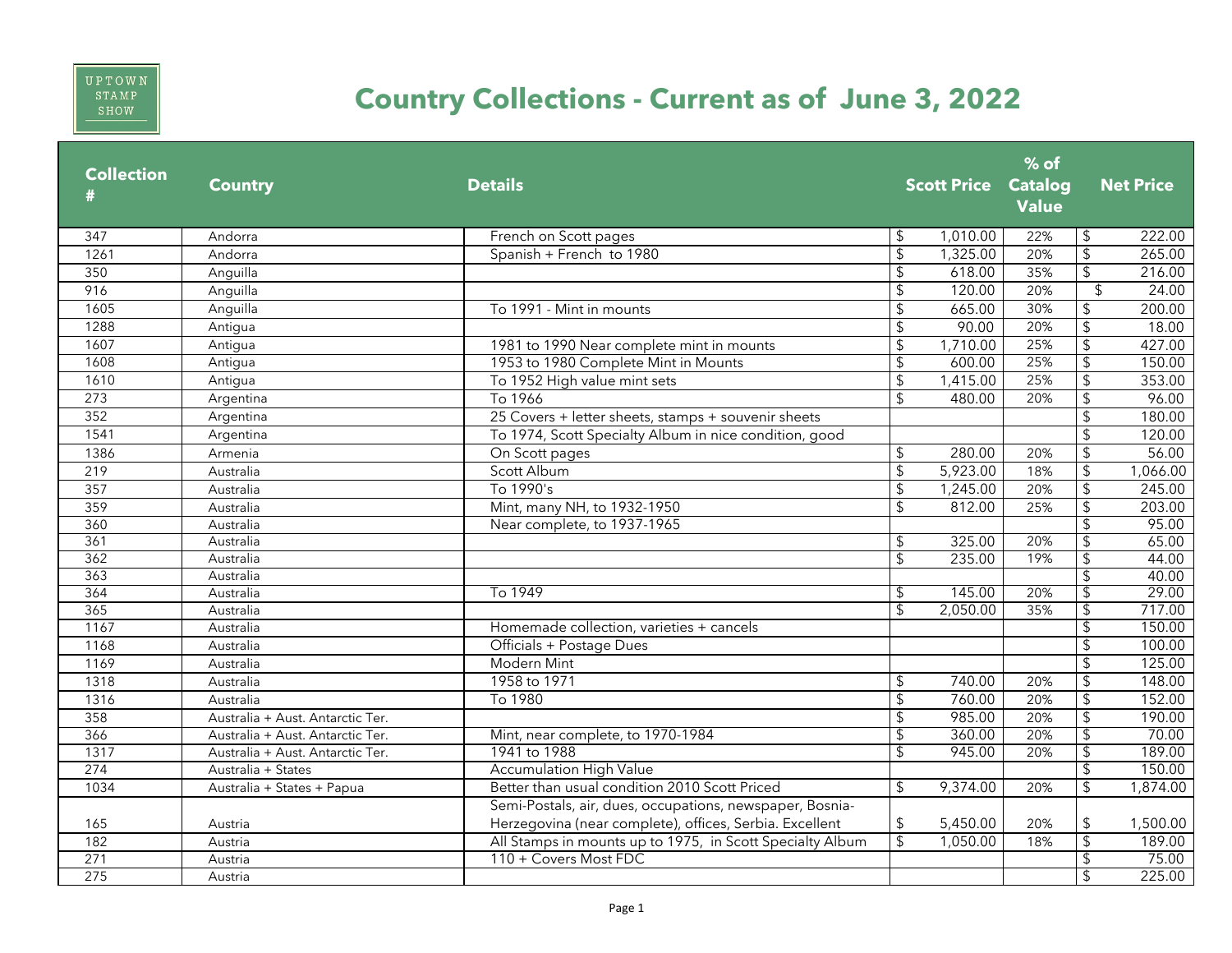UPTOWN STAMP SHOW

# Country Collections - Current as of June 3, 2022

| Collection # | Country | Details | Scott Price | % of Catalog Value | Net Price |
|---|---|---|---|---|---|
| 347 | Andorra | French on Scott pages | $ 1,010.00 | 22% | $ 222.00 |
| 1261 | Andorra | Spanish + French to 1980 | $ 1,325.00 | 20% | $ 265.00 |
| 350 | Anguilla | | $ 618.00 | 35% | $ 216.00 |
| 916 | Anguilla | | $ 120.00 | 20% | $ 24.00 |
| 1605 | Anguilla | To 1991 - Mint in mounts | $ 665.00 | 30% | $ 200.00 |
| 1288 | Antigua | | $ 90.00 | 20% | $ 18.00 |
| 1607 | Antigua | 1981 to 1990 Near complete mint in mounts | $ 1,710.00 | 25% | $ 427.00 |
| 1608 | Antigua | 1953 to 1980 Complete Mint in Mounts | $ 600.00 | 25% | $ 150.00 |
| 1610 | Antigua | To 1952 High value mint sets | $ 1,415.00 | 25% | $ 353.00 |
| 273 | Argentina | To 1966 | $ 480.00 | 20% | $ 96.00 |
| 352 | Argentina | 25 Covers + letter sheets, stamps + souvenir sheets | | | $ 180.00 |
| 1541 | Argentina | To 1974, Scott Specialty Album in nice condition, good | | | $ 120.00 |
| 1386 | Armenia | On Scott pages | $ 280.00 | 20% | $ 56.00 |
| 219 | Australia | Scott Album | $ 5,923.00 | 18% | $ 1,066.00 |
| 357 | Australia | To 1990's | $ 1,245.00 | 20% | $ 245.00 |
| 359 | Australia | Mint, many NH, to 1932-1950 | $ 812.00 | 25% | $ 203.00 |
| 360 | Australia | Near complete, to 1937-1965 | | | $ 95.00 |
| 361 | Australia | | $ 325.00 | 20% | $ 65.00 |
| 362 | Australia | | $ 235.00 | 19% | $ 44.00 |
| 363 | Australia | | | | $ 40.00 |
| 364 | Australia | To 1949 | $ 145.00 | 20% | $ 29.00 |
| 365 | Australia | | $ 2,050.00 | 35% | $ 717.00 |
| 1167 | Australia | Homemade collection, varieties + cancels | | | $ 150.00 |
| 1168 | Australia | Officials + Postage Dues | | | $ 100.00 |
| 1169 | Australia | Modern Mint | | | $ 125.00 |
| 1318 | Australia | 1958 to 1971 | $ 740.00 | 20% | $ 148.00 |
| 1316 | Australia | To 1980 | $ 760.00 | 20% | $ 152.00 |
| 358 | Australia + Aust. Antarctic Ter. | | $ 985.00 | 20% | $ 190.00 |
| 366 | Australia + Aust. Antarctic Ter. | Mint, near complete, to 1970-1984 | $ 360.00 | 20% | $ 70.00 |
| 1317 | Australia + Aust. Antarctic Ter. | 1941 to 1988 | $ 945.00 | 20% | $ 189.00 |
| 274 | Australia + States | Accumulation High Value | | | $ 150.00 |
| 1034 | Australia + States + Papua | Better than usual condition 2010 Scott Priced | $ 9,374.00 | 20% | $ 1,874.00 |
| 165 | Austria | Semi-Postals, air, dues, occupations, newspaper, Bosnia-Herzegovina (near complete), offices, Serbia. Excellent | $ 5,450.00 | 20% | $ 1,500.00 |
| 182 | Austria | All Stamps in mounts up to 1975, in Scott Specialty Album | $ 1,050.00 | 18% | $ 189.00 |
| 271 | Austria | 110 + Covers Most FDC | | | $ 75.00 |
| 275 | Austria | | | | $ 225.00 |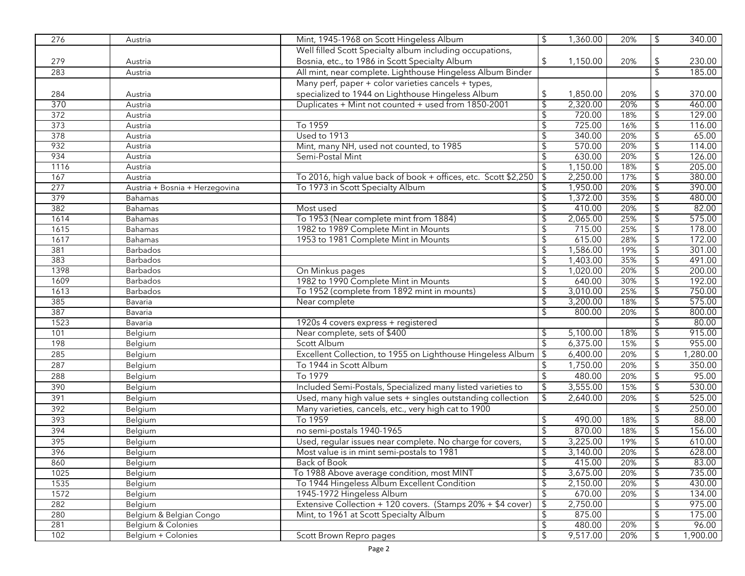| | | | | | |
|---|---|---|---|---|---|
| 276 | Austria | Mint, 1945-1968 on Scott Hingeless Album | $ 1,360.00 | 20% | $ 340.00 |
| 279 | Austria | Well filled Scott Specialty album including occupations, Bosnia, etc., to 1986 in Scott Specialty Album | $ 1,150.00 | 20% | $ 230.00 |
| 283 | Austria | All mint, near complete. Lighthouse Hingeless Album Binder | | | $ 185.00 |
| 284 | Austria | Many perf, paper + color varieties cancels + types, specialized to 1944 on Lighthouse Hingeless Album | $ 1,850.00 | 20% | $ 370.00 |
| 370 | Austria | Duplicates + Mint not counted + used from 1850-2001 | $ 2,320.00 | 20% | $ 460.00 |
| 372 | Austria | | $ 720.00 | 18% | $ 129.00 |
| 373 | Austria | To 1959 | $ 725.00 | 16% | $ 116.00 |
| 378 | Austria | Used to 1913 | $ 340.00 | 20% | $ 65.00 |
| 932 | Austria | Mint, many NH, used not counted, to 1985 | $ 570.00 | 20% | $ 114.00 |
| 934 | Austria | Semi-Postal Mint | $ 630.00 | 20% | $ 126.00 |
| 1116 | Austria | | $ 1,150.00 | 18% | $ 205.00 |
| 167 | Austria | To 2016, high value back of book + offices, etc. Scott $2,250 | $ 2,250.00 | 17% | $ 380.00 |
| 277 | Austria + Bosnia + Herzegovina | To 1973 in Scott Specialty Album | $ 1,950.00 | 20% | $ 390.00 |
| 379 | Bahamas | | $ 1,372.00 | 35% | $ 480.00 |
| 382 | Bahamas | Most used | $ 410.00 | 20% | $ 82.00 |
| 1614 | Bahamas | To 1953 (Near complete mint from 1884) | $ 2,065.00 | 25% | $ 575.00 |
| 1615 | Bahamas | 1982 to 1989 Complete Mint in Mounts | $ 715.00 | 25% | $ 178.00 |
| 1617 | Bahamas | 1953 to 1981 Complete Mint in Mounts | $ 615.00 | 28% | $ 172.00 |
| 381 | Barbados | | $ 1,586.00 | 19% | $ 301.00 |
| 383 | Barbados | | $ 1,403.00 | 35% | $ 491.00 |
| 1398 | Barbados | On Minkus pages | $ 1,020.00 | 20% | $ 200.00 |
| 1609 | Barbados | 1982 to 1990 Complete Mint in Mounts | $ 640.00 | 30% | $ 192.00 |
| 1613 | Barbados | To 1952 (complete from 1892 mint in mounts) | $ 3,010.00 | 25% | $ 750.00 |
| 385 | Bavaria | Near complete | $ 3,200.00 | 18% | $ 575.00 |
| 387 | Bavaria | | $ 800.00 | 20% | $ 800.00 |
| 1523 | Bavaria | 1920s 4 covers express + registered | | | $ 80.00 |
| 101 | Belgium | Near complete, sets of $400 | $ 5,100.00 | 18% | $ 915.00 |
| 198 | Belgium | Scott Album | $ 6,375.00 | 15% | $ 955.00 |
| 285 | Belgium | Excellent Collection, to 1955 on Lighthouse Hingeless Album | $ 6,400.00 | 20% | $ 1,280.00 |
| 287 | Belgium | To 1944 in Scott Album | $ 1,750.00 | 20% | $ 350.00 |
| 288 | Belgium | To 1979 | $ 480.00 | 20% | $ 95.00 |
| 390 | Belgium | Included Semi-Postals, Specialized many listed varieties to | $ 3,555.00 | 15% | $ 530.00 |
| 391 | Belgium | Used, many high value sets + singles outstanding collection | $ 2,640.00 | 20% | $ 525.00 |
| 392 | Belgium | Many varieties, cancels, etc., very high cat to 1900 | | | $ 250.00 |
| 393 | Belgium | To 1959 | $ 490.00 | 18% | $ 88.00 |
| 394 | Belgium | no semi-postals 1940-1965 | $ 870.00 | 18% | $ 156.00 |
| 395 | Belgium | Used, regular issues near complete. No charge for covers, | $ 3,225.00 | 19% | $ 610.00 |
| 396 | Belgium | Most value is in mint semi-postals to 1981 | $ 3,140.00 | 20% | $ 628.00 |
| 860 | Belgium | Back of Book | $ 415.00 | 20% | $ 83.00 |
| 1025 | Belgium | To 1988 Above average condition, most MINT | $ 3,675.00 | 20% | $ 735.00 |
| 1535 | Belgium | To 1944 Hingeless Album Excellent Condition | $ 2,150.00 | 20% | $ 430.00 |
| 1572 | Belgium | 1945-1972 Hingeless Album | $ 670.00 | 20% | $ 134.00 |
| 282 | Belgium | Extensive Collection + 120 covers. (Stamps 20% + $4 cover) | $ 2,750.00 | | $ 975.00 |
| 280 | Belgium & Belgian Congo | Mint, to 1961 at Scott Specialty Album | $ 875.00 | | $ 175.00 |
| 281 | Belgium & Colonies | | $ 480.00 | 20% | $ 96.00 |
| 102 | Belgium + Colonies | Scott Brown Repro pages | $ 9,517.00 | 20% | $ 1,900.00 |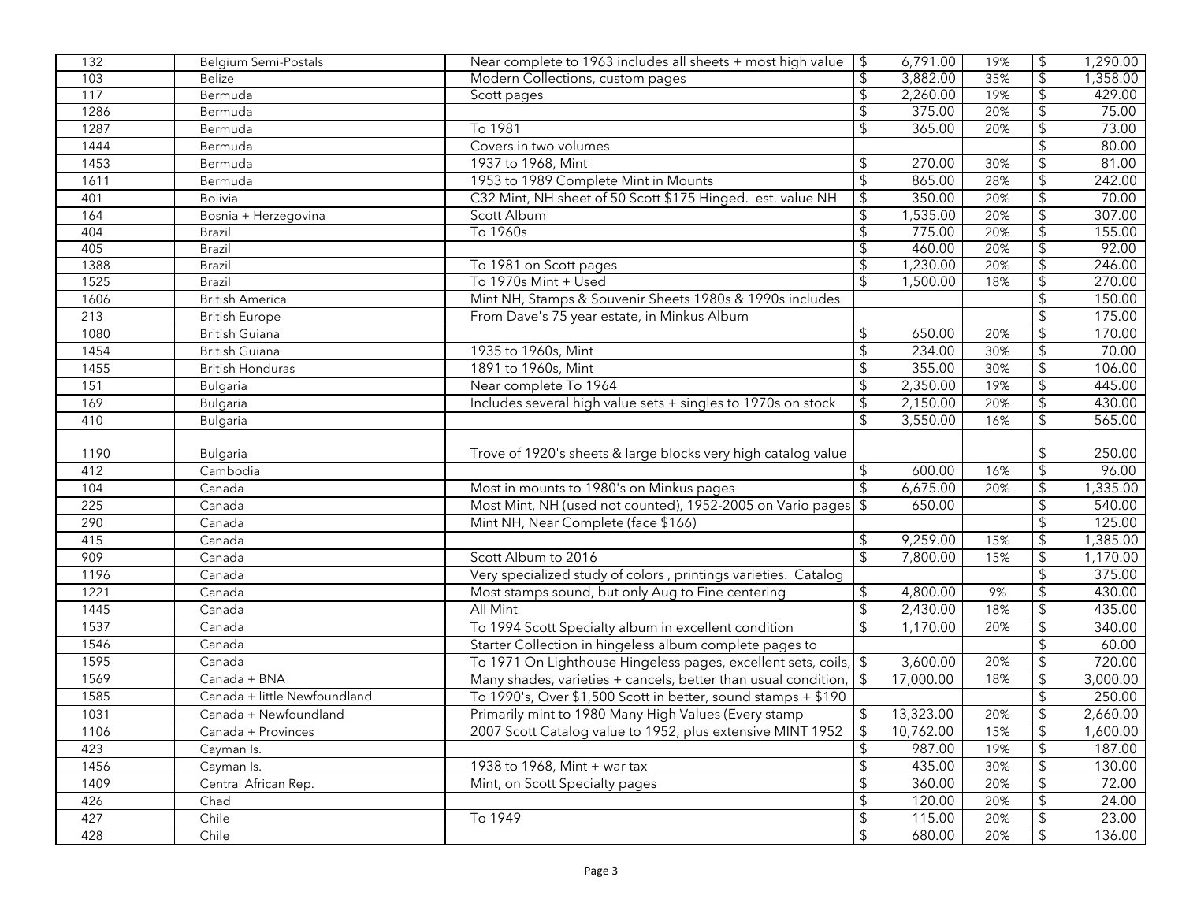| | | | | | |
|---|---|---|---|---|---|
| 132 | Belgium Semi-Postals | Near complete to 1963 includes all sheets + most high value | $ 6,791.00 | 19% | $ 1,290.00 |
| 103 | Belize | Modern Collections, custom pages | $ 3,882.00 | 35% | $ 1,358.00 |
| 117 | Bermuda | Scott pages | $ 2,260.00 | 19% | $ 429.00 |
| 1286 | Bermuda | | $ 375.00 | 20% | $ 75.00 |
| 1287 | Bermuda | To 1981 | $ 365.00 | 20% | $ 73.00 |
| 1444 | Bermuda | Covers in two volumes | | | $ 80.00 |
| 1453 | Bermuda | 1937 to 1968, Mint | $ 270.00 | 30% | $ 81.00 |
| 1611 | Bermuda | 1953 to 1989 Complete Mint in Mounts | $ 865.00 | 28% | $ 242.00 |
| 401 | Bolivia | C32 Mint, NH sheet of 50 Scott $175 Hinged. est. value NH | $ 350.00 | 20% | $ 70.00 |
| 164 | Bosnia + Herzegovina | Scott Album | $ 1,535.00 | 20% | $ 307.00 |
| 404 | Brazil | To 1960s | $ 775.00 | 20% | $ 155.00 |
| 405 | Brazil | | $ 460.00 | 20% | $ 92.00 |
| 1388 | Brazil | To 1981 on Scott pages | $ 1,230.00 | 20% | $ 246.00 |
| 1525 | Brazil | To 1970s Mint + Used | $ 1,500.00 | 18% | $ 270.00 |
| 1606 | British America | Mint NH, Stamps & Souvenir Sheets 1980s & 1990s includes | | | $ 150.00 |
| 213 | British Europe | From Dave's 75 year estate, in Minkus Album | | | $ 175.00 |
| 1080 | British Guiana | | $ 650.00 | 20% | $ 170.00 |
| 1454 | British Guiana | 1935 to 1960s, Mint | $ 234.00 | 30% | $ 70.00 |
| 1455 | British Honduras | 1891 to 1960s, Mint | $ 355.00 | 30% | $ 106.00 |
| 151 | Bulgaria | Near complete To 1964 | $ 2,350.00 | 19% | $ 445.00 |
| 169 | Bulgaria | Includes several high value sets + singles to 1970s on stock | $ 2,150.00 | 20% | $ 430.00 |
| 410 | Bulgaria | | $ 3,550.00 | 16% | $ 565.00 |
| 1190 | Bulgaria | Trove of 1920's sheets & large blocks very high catalog value | | | $ 250.00 |
| 412 | Cambodia | | $ 600.00 | 16% | $ 96.00 |
| 104 | Canada | Most in mounts to 1980's on Minkus pages | $ 6,675.00 | 20% | $ 1,335.00 |
| 225 | Canada | Most Mint, NH (used not counted), 1952-2005 on Vario pages | $ 650.00 | | $ 540.00 |
| 290 | Canada | Mint NH, Near Complete (face $166) | | | $ 125.00 |
| 415 | Canada | | $ 9,259.00 | 15% | $ 1,385.00 |
| 909 | Canada | Scott Album to 2016 | $ 7,800.00 | 15% | $ 1,170.00 |
| 1196 | Canada | Very specialized study of colors , printings varieties. Catalog | | | $ 375.00 |
| 1221 | Canada | Most stamps sound, but only Aug to Fine centering | $ 4,800.00 | 9% | $ 430.00 |
| 1445 | Canada | All Mint | $ 2,430.00 | 18% | $ 435.00 |
| 1537 | Canada | To 1994 Scott Specialty album in excellent condition | $ 1,170.00 | 20% | $ 340.00 |
| 1546 | Canada | Starter Collection in hingeless album complete pages to | | | $ 60.00 |
| 1595 | Canada | To 1971 On Lighthouse Hingeless pages, excellent sets, coils, | $ 3,600.00 | 20% | $ 720.00 |
| 1569 | Canada + BNA | Many shades, varieties + cancels, better than usual condition, | $ 17,000.00 | 18% | $ 3,000.00 |
| 1585 | Canada + little Newfoundland | To 1990's, Over $1,500 Scott in better, sound stamps + $190 | | | $ 250.00 |
| 1031 | Canada + Newfoundland | Primarily mint to 1980 Many High Values (Every stamp | $ 13,323.00 | 20% | $ 2,660.00 |
| 1106 | Canada + Provinces | 2007 Scott Catalog value to 1952, plus extensive MINT 1952 | $ 10,762.00 | 15% | $ 1,600.00 |
| 423 | Cayman Is. | | $ 987.00 | 19% | $ 187.00 |
| 1456 | Cayman Is. | 1938 to 1968, Mint + war tax | $ 435.00 | 30% | $ 130.00 |
| 1409 | Central African Rep. | Mint, on Scott Specialty pages | $ 360.00 | 20% | $ 72.00 |
| 426 | Chad | | $ 120.00 | 20% | $ 24.00 |
| 427 | Chile | To 1949 | $ 115.00 | 20% | $ 23.00 |
| 428 | Chile | | $ 680.00 | 20% | $ 136.00 |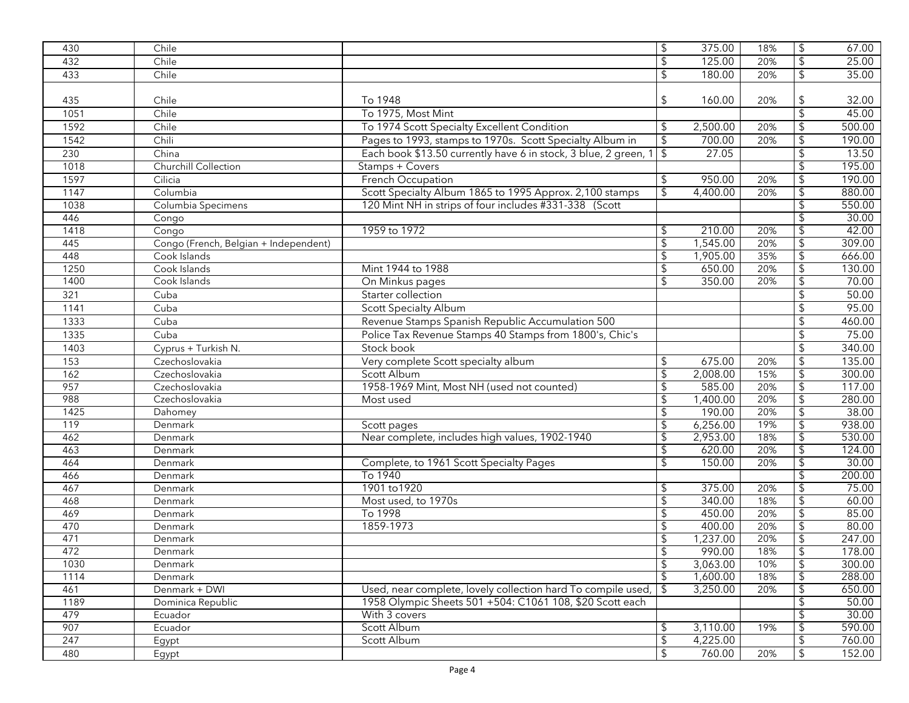| | | | | | |
|---|---|---|---|---|---|
| 430 | Chile | | $ 375.00 | 18% | $ 67.00 |
| 432 | Chile | | $ 125.00 | 20% | $ 25.00 |
| 433 | Chile | | $ 180.00 | 20% | $ 35.00 |
| 435 | Chile | To 1948 | $ 160.00 | 20% | $ 32.00 |
| 1051 | Chile | To 1975, Most Mint | | | $ 45.00 |
| 1592 | Chile | To 1974 Scott Specialty Excellent Condition | $ 2,500.00 | 20% | $ 500.00 |
| 1542 | Chili | Pages to 1993, stamps to 1970s. Scott Specialty Album in | $ 700.00 | 20% | $ 190.00 |
| 230 | China | Each book $13.50 currently have 6 in stock, 3 blue, 2 green, 1 | $ 27.05 | | $ 13.50 |
| 1018 | Churchill Collection | Stamps + Covers | | | $ 195.00 |
| 1597 | Cilicia | French Occupation | $ 950.00 | 20% | $ 190.00 |
| 1147 | Columbia | Scott Specialty Album 1865 to 1995 Approx. 2,100 stamps | $ 4,400.00 | 20% | $ 880.00 |
| 1038 | Columbia Specimens | 120 Mint NH in strips of four includes #331-338 (Scott | | | $ 550.00 |
| 446 | Congo | | | | $ 30.00 |
| 1418 | Congo | 1959 to 1972 | $ 210.00 | 20% | $ 42.00 |
| 445 | Congo (French, Belgian + Independent) | | $ 1,545.00 | 20% | $ 309.00 |
| 448 | Cook Islands | | $ 1,905.00 | 35% | $ 666.00 |
| 1250 | Cook Islands | Mint 1944 to 1988 | $ 650.00 | 20% | $ 130.00 |
| 1400 | Cook Islands | On Minkus pages | $ 350.00 | 20% | $ 70.00 |
| 321 | Cuba | Starter collection | | | $ 50.00 |
| 1141 | Cuba | Scott Specialty Album | | | $ 95.00 |
| 1333 | Cuba | Revenue Stamps Spanish Republic Accumulation 500 | | | $ 460.00 |
| 1335 | Cuba | Police Tax Revenue Stamps 40 Stamps from 1800's, Chic's | | | $ 75.00 |
| 1403 | Cyprus + Turkish N. | Stock book | | | $ 340.00 |
| 153 | Czechoslovakia | Very complete Scott specialty album | $ 675.00 | 20% | $ 135.00 |
| 162 | Czechoslovakia | Scott Album | $ 2,008.00 | 15% | $ 300.00 |
| 957 | Czechoslovakia | 1958-1969 Mint, Most NH (used not counted) | $ 585.00 | 20% | $ 117.00 |
| 988 | Czechoslovakia | Most used | $ 1,400.00 | 20% | $ 280.00 |
| 1425 | Dahomey | | $ 190.00 | 20% | $ 38.00 |
| 119 | Denmark | Scott pages | $ 6,256.00 | 19% | $ 938.00 |
| 462 | Denmark | Near complete, includes high values, 1902-1940 | $ 2,953.00 | 18% | $ 530.00 |
| 463 | Denmark | | $ 620.00 | 20% | $ 124.00 |
| 464 | Denmark | Complete, to 1961 Scott Specialty Pages | $ 150.00 | 20% | $ 30.00 |
| 466 | Denmark | To 1940 | | | $ 200.00 |
| 467 | Denmark | 1901 to1920 | $ 375.00 | 20% | $ 75.00 |
| 468 | Denmark | Most used, to 1970s | $ 340.00 | 18% | $ 60.00 |
| 469 | Denmark | To 1998 | $ 450.00 | 20% | $ 85.00 |
| 470 | Denmark | 1859-1973 | $ 400.00 | 20% | $ 80.00 |
| 471 | Denmark | | $ 1,237.00 | 20% | $ 247.00 |
| 472 | Denmark | | $ 990.00 | 18% | $ 178.00 |
| 1030 | Denmark | | $ 3,063.00 | 10% | $ 300.00 |
| 1114 | Denmark | | $ 1,600.00 | 18% | $ 288.00 |
| 461 | Denmark + DWI | Used, near complete, lovely collection hard To compile used, | $ 3,250.00 | 20% | $ 650.00 |
| 1189 | Dominica Republic | 1958 Olympic Sheets 501 +504: C1061 108, $20 Scott each | | | $ 50.00 |
| 479 | Ecuador | With 3 covers | | | $ 30.00 |
| 907 | Ecuador | Scott Album | $ 3,110.00 | 19% | $ 590.00 |
| 247 | Egypt | Scott Album | $ 4,225.00 | | $ 760.00 |
| 480 | Egypt | | $ 760.00 | 20% | $ 152.00 |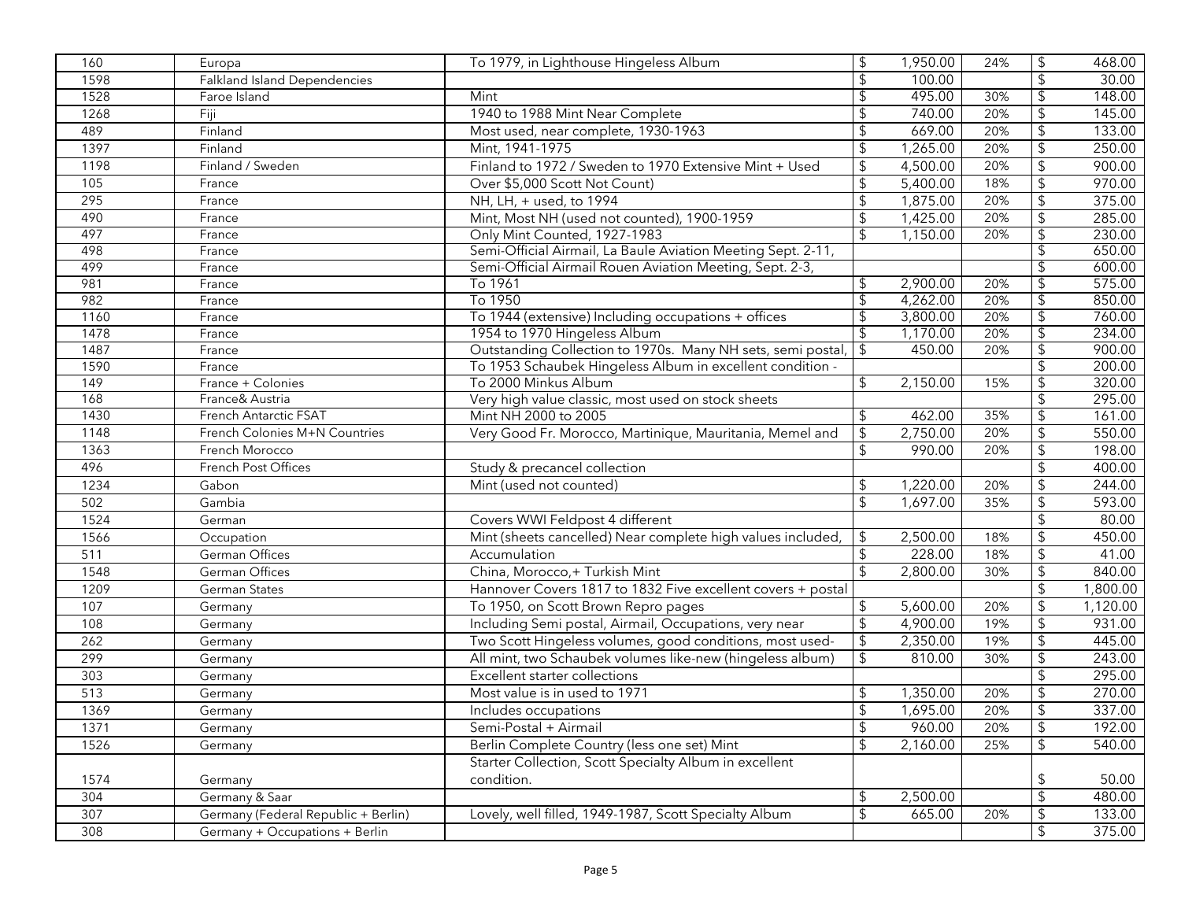| | | | | | |
|---|---|---|---|---|---|
| 160 | Europa | To 1979, in Lighthouse Hingeless Album | $ 1,950.00 | 24% | $ 468.00 |
| 1598 | Falkland Island Dependencies | | $ 100.00 | | $ 30.00 |
| 1528 | Faroe Island | Mint | $ 495.00 | 30% | $ 148.00 |
| 1268 | Fiji | 1940 to 1988 Mint Near Complete | $ 740.00 | 20% | $ 145.00 |
| 489 | Finland | Most used, near complete, 1930-1963 | $ 669.00 | 20% | $ 133.00 |
| 1397 | Finland | Mint, 1941-1975 | $ 1,265.00 | 20% | $ 250.00 |
| 1198 | Finland / Sweden | Finland to 1972 / Sweden to 1970 Extensive Mint + Used | $ 4,500.00 | 20% | $ 900.00 |
| 105 | France | Over $5,000 Scott Not Count) | $ 5,400.00 | 18% | $ 970.00 |
| 295 | France | NH, LH, + used, to 1994 | $ 1,875.00 | 20% | $ 375.00 |
| 490 | France | Mint, Most NH (used not counted), 1900-1959 | $ 1,425.00 | 20% | $ 285.00 |
| 497 | France | Only Mint Counted, 1927-1983 | $ 1,150.00 | 20% | $ 230.00 |
| 498 | France | Semi-Official Airmail, La Baule Aviation Meeting Sept. 2-11, | | | $ 650.00 |
| 499 | France | Semi-Official Airmail Rouen Aviation Meeting, Sept. 2-3, | | | $ 600.00 |
| 981 | France | To 1961 | $ 2,900.00 | 20% | $ 575.00 |
| 982 | France | To 1950 | $ 4,262.00 | 20% | $ 850.00 |
| 1160 | France | To 1944 (extensive) Including occupations + offices | $ 3,800.00 | 20% | $ 760.00 |
| 1478 | France | 1954 to 1970 Hingeless Album | $ 1,170.00 | 20% | $ 234.00 |
| 1487 | France | Outstanding Collection to 1970s. Many NH sets, semi postal, | $ 450.00 | 20% | $ 900.00 |
| 1590 | France | To 1953 Schaubek Hingeless Album in excellent condition - | | | $ 200.00 |
| 149 | France + Colonies | To 2000 Minkus Album | $ 2,150.00 | 15% | $ 320.00 |
| 168 | France& Austria | Very high value classic, most used on stock sheets | | | $ 295.00 |
| 1430 | French Antarctic FSAT | Mint NH 2000 to 2005 | $ 462.00 | 35% | $ 161.00 |
| 1148 | French Colonies M+N Countries | Very Good Fr. Morocco, Martinique, Mauritania, Memel and | $ 2,750.00 | 20% | $ 550.00 |
| 1363 | French Morocco | | $ 990.00 | 20% | $ 198.00 |
| 496 | French Post Offices | Study & precancel collection | | | $ 400.00 |
| 1234 | Gabon | Mint (used not counted) | $ 1,220.00 | 20% | $ 244.00 |
| 502 | Gambia | | $ 1,697.00 | 35% | $ 593.00 |
| 1524 | German | Covers WWI Feldpost 4 different | | | $ 80.00 |
| 1566 | Occupation | Mint (sheets cancelled) Near complete high values included, | $ 2,500.00 | 18% | $ 450.00 |
| 511 | German Offices | Accumulation | $ 228.00 | 18% | $ 41.00 |
| 1548 | German Offices | China, Morocco,+ Turkish Mint | $ 2,800.00 | 30% | $ 840.00 |
| 1209 | German States | Hannover Covers 1817 to 1832 Five excellent covers + postal | | | $ 1,800.00 |
| 107 | Germany | To 1950, on Scott Brown Repro pages | $ 5,600.00 | 20% | $ 1,120.00 |
| 108 | Germany | Including Semi postal, Airmail, Occupations, very near | $ 4,900.00 | 19% | $ 931.00 |
| 262 | Germany | Two Scott Hingeless volumes, good conditions, most used- | $ 2,350.00 | 19% | $ 445.00 |
| 299 | Germany | All mint, two Schaubek volumes like-new (hingeless album) | $ 810.00 | 30% | $ 243.00 |
| 303 | Germany | Excellent starter collections | | | $ 295.00 |
| 513 | Germany | Most value is in used to 1971 | $ 1,350.00 | 20% | $ 270.00 |
| 1369 | Germany | Includes occupations | $ 1,695.00 | 20% | $ 337.00 |
| 1371 | Germany | Semi-Postal + Airmail | $ 960.00 | 20% | $ 192.00 |
| 1526 | Germany | Berlin Complete Country (less one set) Mint | $ 2,160.00 | 25% | $ 540.00 |
| 1574 | Germany | Starter Collection, Scott Specialty Album in excellent condition. | | | $ 50.00 |
| 304 | Germany & Saar | | $ 2,500.00 | | $ 480.00 |
| 307 | Germany (Federal Republic + Berlin) | Lovely, well filled, 1949-1987, Scott Specialty Album | $ 665.00 | 20% | $ 133.00 |
| 308 | Germany + Occupations + Berlin | | | | $ 375.00 |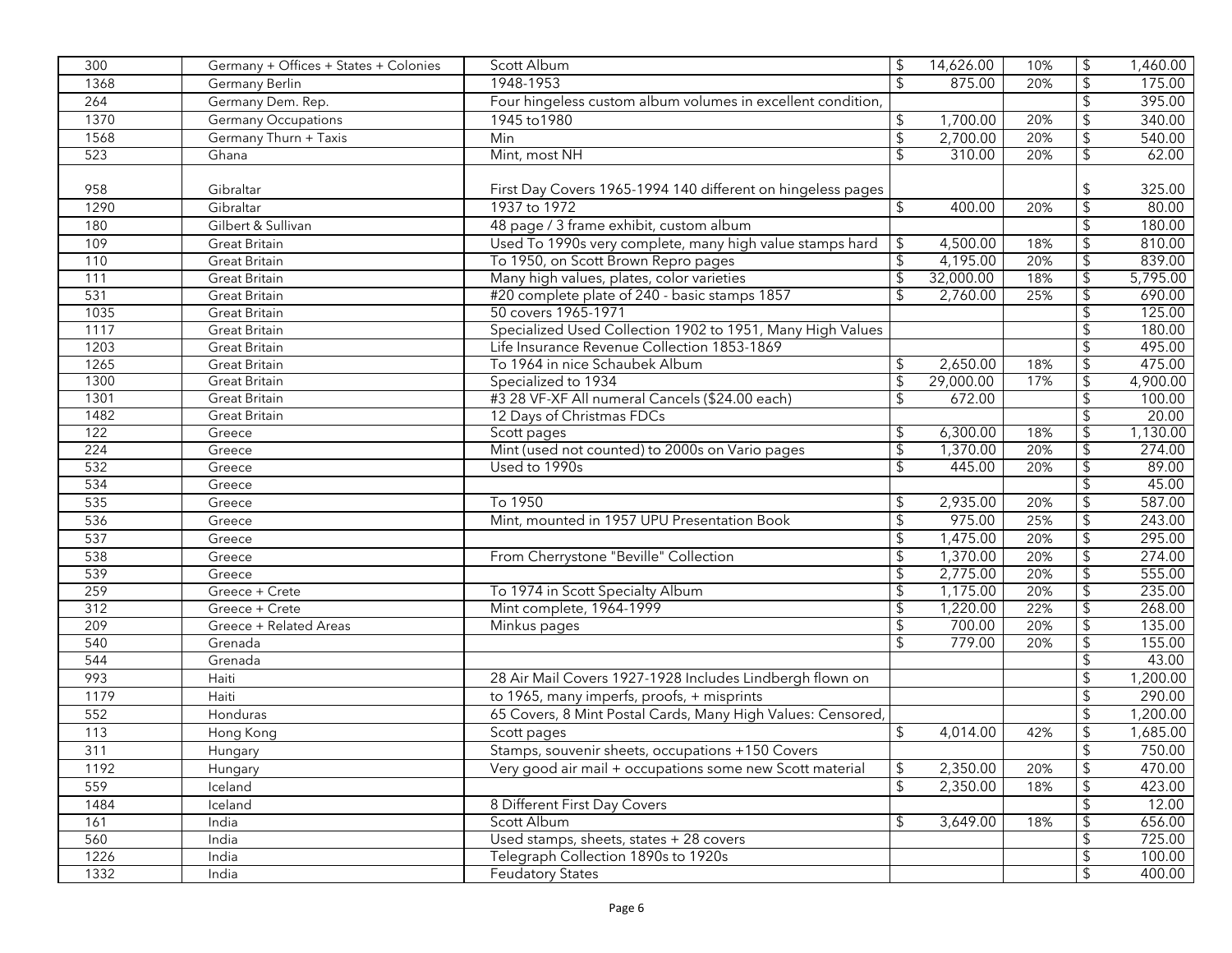| | | | | | |
|---|---|---|---|---|---|
| 300 | Germany + Offices + States + Colonies | Scott Album | $ 14,626.00 | 10% | $ 1,460.00 |
| 1368 | Germany Berlin | 1948-1953 | $ 875.00 | 20% | $ 175.00 |
| 264 | Germany Dem. Rep. | Four hingeless custom album volumes in excellent condition, | | | $ 395.00 |
| 1370 | Germany Occupations | 1945 to1980 | $ 1,700.00 | 20% | $ 340.00 |
| 1568 | Germany Thurn + Taxis | Min | $ 2,700.00 | 20% | $ 540.00 |
| 523 | Ghana | Mint, most NH | $ 310.00 | 20% | $ 62.00 |
| 958 | Gibraltar | First Day Covers 1965-1994 140 different on hingeless pages | | | $ 325.00 |
| 1290 | Gibraltar | 1937 to 1972 | $ 400.00 | 20% | $ 80.00 |
| 180 | Gilbert & Sullivan | 48 page / 3 frame exhibit, custom album | | | $ 180.00 |
| 109 | Great Britain | Used To 1990s very complete, many high value stamps hard | $ 4,500.00 | 18% | $ 810.00 |
| 110 | Great Britain | To 1950, on Scott Brown Repro pages | $ 4,195.00 | 20% | $ 839.00 |
| 111 | Great Britain | Many high values, plates, color varieties | $ 32,000.00 | 18% | $ 5,795.00 |
| 531 | Great Britain | #20 complete plate of 240 - basic stamps 1857 | $ 2,760.00 | 25% | $ 690.00 |
| 1035 | Great Britain | 50 covers 1965-1971 | | | $ 125.00 |
| 1117 | Great Britain | Specialized Used Collection 1902 to 1951, Many High Values | | | $ 180.00 |
| 1203 | Great Britain | Life Insurance Revenue Collection 1853-1869 | | | $ 495.00 |
| 1265 | Great Britain | To 1964 in nice Schaubek Album | $ 2,650.00 | 18% | $ 475.00 |
| 1300 | Great Britain | Specialized to 1934 | $ 29,000.00 | 17% | $ 4,900.00 |
| 1301 | Great Britain | #3 28 VF-XF All numeral Cancels ($24.00 each) | $ 672.00 | | $ 100.00 |
| 1482 | Great Britain | 12 Days of Christmas FDCs | | | $ 20.00 |
| 122 | Greece | Scott pages | $ 6,300.00 | 18% | $ 1,130.00 |
| 224 | Greece | Mint (used not counted) to 2000s on Vario pages | $ 1,370.00 | 20% | $ 274.00 |
| 532 | Greece | Used to 1990s | $ 445.00 | 20% | $ 89.00 |
| 534 | Greece | | | | $ 45.00 |
| 535 | Greece | To 1950 | $ 2,935.00 | 20% | $ 587.00 |
| 536 | Greece | Mint, mounted in 1957 UPU Presentation Book | $ 975.00 | 25% | $ 243.00 |
| 537 | Greece | | $ 1,475.00 | 20% | $ 295.00 |
| 538 | Greece | From Cherrystone "Beville" Collection | $ 1,370.00 | 20% | $ 274.00 |
| 539 | Greece | | $ 2,775.00 | 20% | $ 555.00 |
| 259 | Greece + Crete | To 1974 in Scott Specialty Album | $ 1,175.00 | 20% | $ 235.00 |
| 312 | Greece + Crete | Mint complete, 1964-1999 | $ 1,220.00 | 22% | $ 268.00 |
| 209 | Greece + Related Areas | Minkus pages | $ 700.00 | 20% | $ 135.00 |
| 540 | Grenada | | $ 779.00 | 20% | $ 155.00 |
| 544 | Grenada | | | | $ 43.00 |
| 993 | Haiti | 28 Air Mail Covers 1927-1928 Includes Lindbergh flown on | | | $ 1,200.00 |
| 1179 | Haiti | to 1965, many imperfs, proofs, + misprints | | | $ 290.00 |
| 552 | Honduras | 65 Covers, 8 Mint Postal Cards, Many High Values: Censored, | | | $ 1,200.00 |
| 113 | Hong Kong | Scott pages | $ 4,014.00 | 42% | $ 1,685.00 |
| 311 | Hungary | Stamps, souvenir sheets, occupations +150 Covers | | | $ 750.00 |
| 1192 | Hungary | Very good air mail + occupations some new Scott material | $ 2,350.00 | 20% | $ 470.00 |
| 559 | Iceland | | $ 2,350.00 | 18% | $ 423.00 |
| 1484 | Iceland | 8 Different First Day Covers | | | $ 12.00 |
| 161 | India | Scott Album | $ 3,649.00 | 18% | $ 656.00 |
| 560 | India | Used stamps, sheets, states + 28 covers | | | $ 725.00 |
| 1226 | India | Telegraph Collection 1890s to 1920s | | | $ 100.00 |
| 1332 | India | Feudatory States | | | $ 400.00 |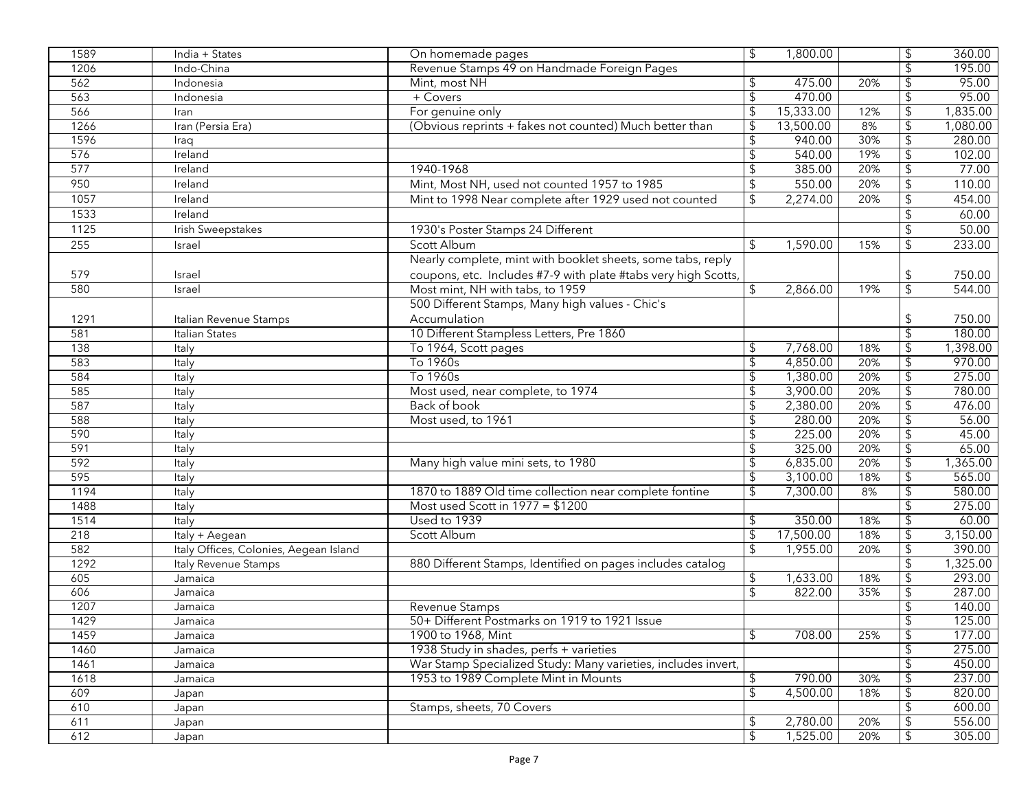| | | | | | |
|---|---|---|---|---|---|
| 1589 | India + States | On homemade pages | $ 1,800.00 | | $ 360.00 |
| 1206 | Indo-China | Revenue Stamps 49 on Handmade Foreign Pages | | | $ 195.00 |
| 562 | Indonesia | Mint, most NH | $ 475.00 | 20% | $ 95.00 |
| 563 | Indonesia | + Covers | $ 470.00 | | $ 95.00 |
| 566 | Iran | For genuine only | $ 15,333.00 | 12% | $ 1,835.00 |
| 1266 | Iran (Persia Era) | (Obvious reprints + fakes not counted) Much better than | $ 13,500.00 | 8% | $ 1,080.00 |
| 1596 | Iraq | | $ 940.00 | 30% | $ 280.00 |
| 576 | Ireland | | $ 540.00 | 19% | $ 102.00 |
| 577 | Ireland | 1940-1968 | $ 385.00 | 20% | $ 77.00 |
| 950 | Ireland | Mint, Most NH, used not counted 1957 to 1985 | $ 550.00 | 20% | $ 110.00 |
| 1057 | Ireland | Mint to 1998 Near complete after 1929 used not counted | $ 2,274.00 | 20% | $ 454.00 |
| 1533 | Ireland | | | | $ 60.00 |
| 1125 | Irish Sweepstakes | 1930's Poster Stamps 24 Different | | | $ 50.00 |
| 255 | Israel | Scott Album | $ 1,590.00 | 15% | $ 233.00 |
| 579 | Israel | Nearly complete, mint with booklet sheets, some tabs, reply coupons, etc. Includes #7-9 with plate #tabs very high Scotts, | | | $ 750.00 |
| 580 | Israel | Most mint, NH with tabs, to 1959 | $ 2,866.00 | 19% | $ 544.00 |
| 1291 | Italian Revenue Stamps | 500 Different Stamps, Many high values - Chic's Accumulation | | | $ 750.00 |
| 581 | Italian States | 10 Different Stampless Letters, Pre 1860 | | | $ 180.00 |
| 138 | Italy | To 1964, Scott pages | $ 7,768.00 | 18% | $ 1,398.00 |
| 583 | Italy | To 1960s | $ 4,850.00 | 20% | $ 970.00 |
| 584 | Italy | To 1960s | $ 1,380.00 | 20% | $ 275.00 |
| 585 | Italy | Most used, near complete, to 1974 | $ 3,900.00 | 20% | $ 780.00 |
| 587 | Italy | Back of book | $ 2,380.00 | 20% | $ 476.00 |
| 588 | Italy | Most used, to 1961 | $ 280.00 | 20% | $ 56.00 |
| 590 | Italy | | $ 225.00 | 20% | $ 45.00 |
| 591 | Italy | | $ 325.00 | 20% | $ 65.00 |
| 592 | Italy | Many high value mini sets, to 1980 | $ 6,835.00 | 20% | $ 1,365.00 |
| 595 | Italy | | $ 3,100.00 | 18% | $ 565.00 |
| 1194 | Italy | 1870 to 1889 Old time collection near complete fontine | $ 7,300.00 | 8% | $ 580.00 |
| 1488 | Italy | Most used Scott in 1977 = $1200 | | | $ 275.00 |
| 1514 | Italy | Used to 1939 | $ 350.00 | 18% | $ 60.00 |
| 218 | Italy + Aegean | Scott Album | $ 17,500.00 | 18% | $ 3,150.00 |
| 582 | Italy Offices, Colonies, Aegean Island | | $ 1,955.00 | 20% | $ 390.00 |
| 1292 | Italy Revenue Stamps | 880 Different Stamps, Identified on pages includes catalog | | | $ 1,325.00 |
| 605 | Jamaica | | $ 1,633.00 | 18% | $ 293.00 |
| 606 | Jamaica | | $ 822.00 | 35% | $ 287.00 |
| 1207 | Jamaica | Revenue Stamps | | | $ 140.00 |
| 1429 | Jamaica | 50+ Different Postmarks on 1919 to 1921 Issue | | | $ 125.00 |
| 1459 | Jamaica | 1900 to 1968, Mint | $ 708.00 | 25% | $ 177.00 |
| 1460 | Jamaica | 1938 Study in shades, perfs + varieties | | | $ 275.00 |
| 1461 | Jamaica | War Stamp Specialized Study: Many varieties, includes invert, | | | $ 450.00 |
| 1618 | Jamaica | 1953 to 1989 Complete Mint in Mounts | $ 790.00 | 30% | $ 237.00 |
| 609 | Japan | | $ 4,500.00 | 18% | $ 820.00 |
| 610 | Japan | Stamps, sheets, 70 Covers | | | $ 600.00 |
| 611 | Japan | | $ 2,780.00 | 20% | $ 556.00 |
| 612 | Japan | | $ 1,525.00 | 20% | $ 305.00 |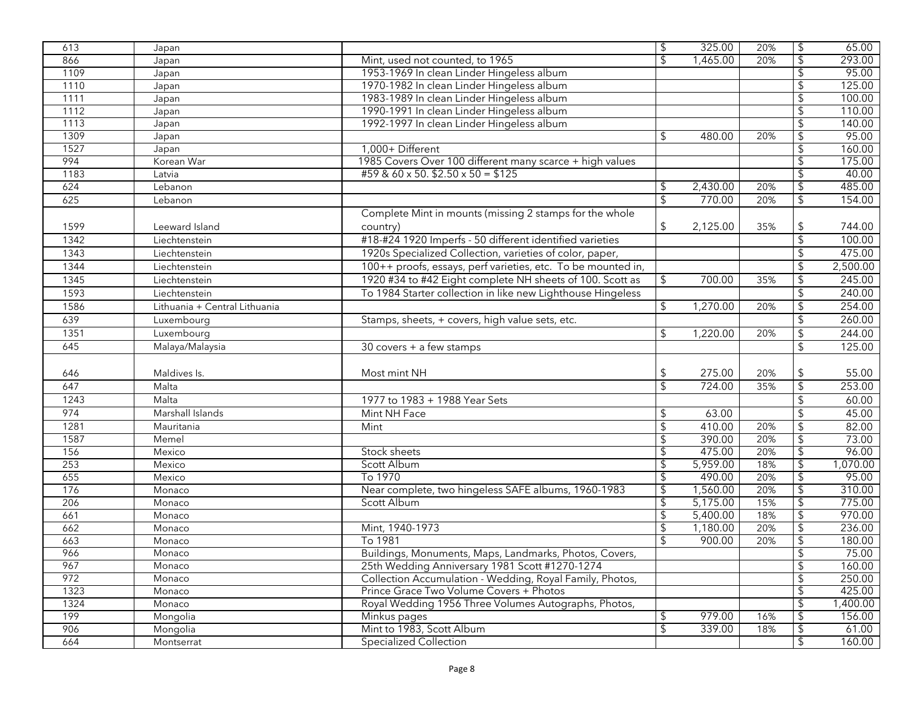| | | | | | |
|---|---|---|---|---|---|
| 613 | Japan | | $ 325.00 | 20% | $ 65.00 |
| 866 | Japan | Mint, used not counted, to 1965 | $ 1,465.00 | 20% | $ 293.00 |
| 1109 | Japan | 1953-1969 In clean Linder Hingeless album | | | $ 95.00 |
| 1110 | Japan | 1970-1982 In clean Linder Hingeless album | | | $ 125.00 |
| 1111 | Japan | 1983-1989 In clean Linder Hingeless album | | | $ 100.00 |
| 1112 | Japan | 1990-1991 In clean Linder Hingeless album | | | $ 110.00 |
| 1113 | Japan | 1992-1997 In clean Linder Hingeless album | | | $ 140.00 |
| 1309 | Japan | | $ 480.00 | 20% | $ 95.00 |
| 1527 | Japan | 1,000+ Different | | | $ 160.00 |
| 994 | Korean War | 1985 Covers Over 100 different many scarce + high values | | | $ 175.00 |
| 1183 | Latvia | #59 & 60 x 50. $2.50 x 50 = $125 | | | $ 40.00 |
| 624 | Lebanon | | $ 2,430.00 | 20% | $ 485.00 |
| 625 | Lebanon | | $ 770.00 | 20% | $ 154.00 |
| 1599 | Leeward Island | Complete Mint in mounts (missing 2 stamps for the whole country) | $ 2,125.00 | 35% | $ 744.00 |
| 1342 | Liechtenstein | #18-#24 1920 Imperfs - 50 different identified varieties | | | $ 100.00 |
| 1343 | Liechtenstein | 1920s Specialized Collection, varieties of color, paper, | | | $ 475.00 |
| 1344 | Liechtenstein | 100++ proofs, essays, perf varieties, etc. To be mounted in, | | | $ 2,500.00 |
| 1345 | Liechtenstein | 1920 #34 to #42 Eight complete NH sheets of 100. Scott as | $ 700.00 | 35% | $ 245.00 |
| 1593 | Liechtenstein | To 1984 Starter collection in like new Lighthouse Hingeless | | | $ 240.00 |
| 1586 | Lithuania + Central Lithuania | | $ 1,270.00 | 20% | $ 254.00 |
| 639 | Luxembourg | Stamps, sheets, + covers, high value sets, etc. | | | $ 260.00 |
| 1351 | Luxembourg | | $ 1,220.00 | 20% | $ 244.00 |
| 645 | Malaya/Malaysia | 30 covers + a few stamps | | | $ 125.00 |
| 646 | Maldives Is. | Most mint NH | $ 275.00 | 20% | $ 55.00 |
| 647 | Malta | | $ 724.00 | 35% | $ 253.00 |
| 1243 | Malta | 1977 to 1983 + 1988 Year Sets | | | $ 60.00 |
| 974 | Marshall Islands | Mint NH Face | $ 63.00 | | $ 45.00 |
| 1281 | Mauritania | Mint | $ 410.00 | 20% | $ 82.00 |
| 1587 | Memel | | $ 390.00 | 20% | $ 73.00 |
| 156 | Mexico | Stock sheets | $ 475.00 | 20% | $ 96.00 |
| 253 | Mexico | Scott Album | $ 5,959.00 | 18% | $ 1,070.00 |
| 655 | Mexico | To 1970 | $ 490.00 | 20% | $ 95.00 |
| 176 | Monaco | Near complete, two hingeless SAFE albums, 1960-1983 | $ 1,560.00 | 20% | $ 310.00 |
| 206 | Monaco | Scott Album | $ 5,175.00 | 15% | $ 775.00 |
| 661 | Monaco | | $ 5,400.00 | 18% | $ 970.00 |
| 662 | Monaco | Mint, 1940-1973 | $ 1,180.00 | 20% | $ 236.00 |
| 663 | Monaco | To 1981 | $ 900.00 | 20% | $ 180.00 |
| 966 | Monaco | Buildings, Monuments, Maps, Landmarks, Photos, Covers, | | | $ 75.00 |
| 967 | Monaco | 25th Wedding Anniversary 1981 Scott #1270-1274 | | | $ 160.00 |
| 972 | Monaco | Collection Accumulation - Wedding, Royal Family, Photos, | | | $ 250.00 |
| 1323 | Monaco | Prince Grace Two Volume Covers + Photos | | | $ 425.00 |
| 1324 | Monaco | Royal Wedding 1956 Three Volumes Autographs, Photos, | | | $ 1,400.00 |
| 199 | Mongolia | Minkus pages | $ 979.00 | 16% | $ 156.00 |
| 906 | Mongolia | Mint to 1983, Scott Album | $ 339.00 | 18% | $ 61.00 |
| 664 | Montserrat | Specialized Collection | | | $ 160.00 |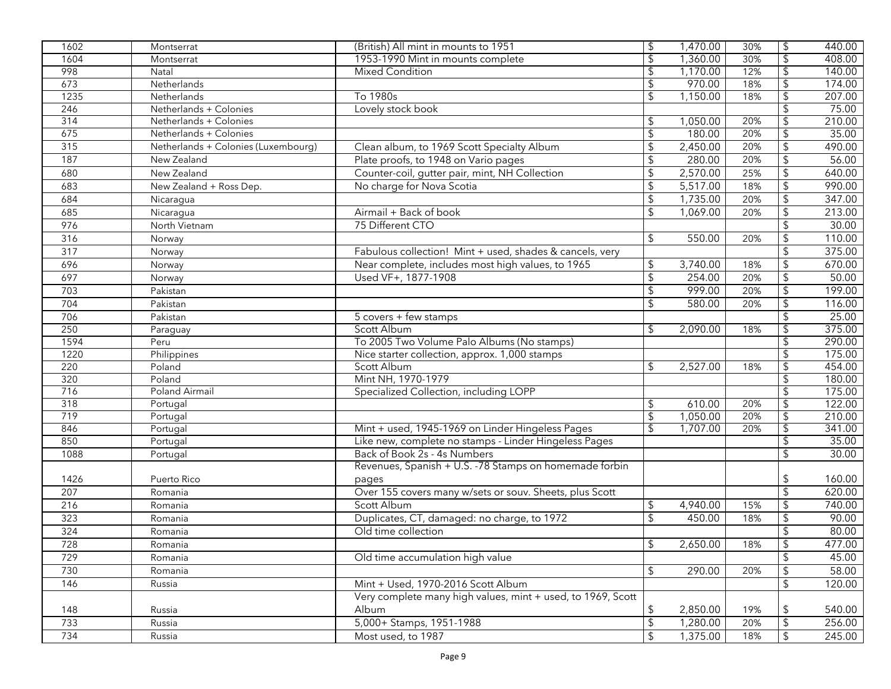| | | | | | |
|---|---|---|---|---|---|
| 1602 | Montserrat | (British) All mint in mounts to 1951 | $ 1,470.00 | 30% | $ 440.00 |
| 1604 | Montserrat | 1953-1990 Mint in mounts complete | $ 1,360.00 | 30% | $ 408.00 |
| 998 | Natal | Mixed Condition | $ 1,170.00 | 12% | $ 140.00 |
| 673 | Netherlands | | $ 970.00 | 18% | $ 174.00 |
| 1235 | Netherlands | To 1980s | $ 1,150.00 | 18% | $ 207.00 |
| 246 | Netherlands + Colonies | Lovely stock book | | | $ 75.00 |
| 314 | Netherlands + Colonies | | $ 1,050.00 | 20% | $ 210.00 |
| 675 | Netherlands + Colonies | | $ 180.00 | 20% | $ 35.00 |
| 315 | Netherlands + Colonies (Luxembourg) | Clean album, to 1969 Scott Specialty Album | $ 2,450.00 | 20% | $ 490.00 |
| 187 | New Zealand | Plate proofs, to 1948 on Vario pages | $ 280.00 | 20% | $ 56.00 |
| 680 | New Zealand | Counter-coil, gutter pair, mint, NH Collection | $ 2,570.00 | 25% | $ 640.00 |
| 683 | New Zealand + Ross Dep. | No charge for Nova Scotia | $ 5,517.00 | 18% | $ 990.00 |
| 684 | Nicaragua | | $ 1,735.00 | 20% | $ 347.00 |
| 685 | Nicaragua | Airmail + Back of book | $ 1,069.00 | 20% | $ 213.00 |
| 976 | North Vietnam | 75 Different CTO | | | $ 30.00 |
| 316 | Norway | | $ 550.00 | 20% | $ 110.00 |
| 317 | Norway | Fabulous collection! Mint + used, shades & cancels, very | | | $ 375.00 |
| 696 | Norway | Near complete, includes most high values, to 1965 | $ 3,740.00 | 18% | $ 670.00 |
| 697 | Norway | Used VF+, 1877-1908 | $ 254.00 | 20% | $ 50.00 |
| 703 | Pakistan | | $ 999.00 | 20% | $ 199.00 |
| 704 | Pakistan | | $ 580.00 | 20% | $ 116.00 |
| 706 | Pakistan | 5 covers + few stamps | | | $ 25.00 |
| 250 | Paraguay | Scott Album | $ 2,090.00 | 18% | $ 375.00 |
| 1594 | Peru | To 2005 Two Volume Palo Albums (No stamps) | | | $ 290.00 |
| 1220 | Philippines | Nice starter collection, approx. 1,000 stamps | | | $ 175.00 |
| 220 | Poland | Scott Album | $ 2,527.00 | 18% | $ 454.00 |
| 320 | Poland | Mint NH, 1970-1979 | | | $ 180.00 |
| 716 | Poland Airmail | Specialized Collection, including LOPP | | | $ 175.00 |
| 318 | Portugal | | $ 610.00 | 20% | $ 122.00 |
| 719 | Portugal | | $ 1,050.00 | 20% | $ 210.00 |
| 846 | Portugal | Mint + used, 1945-1969 on Linder Hingeless Pages | $ 1,707.00 | 20% | $ 341.00 |
| 850 | Portugal | Like new, complete no stamps - Linder Hingeless Pages | | | $ 35.00 |
| 1088 | Portugal | Back of Book 2s - 4s Numbers | | | $ 30.00 |
| 1426 | Puerto Rico | Revenues, Spanish + U.S. -78 Stamps on homemade forbin pages | | | $ 160.00 |
| 207 | Romania | Over 155 covers many w/sets or souv. Sheets, plus Scott | | | $ 620.00 |
| 216 | Romania | Scott Album | $ 4,940.00 | 15% | $ 740.00 |
| 323 | Romania | Duplicates, CT, damaged: no charge, to 1972 | $ 450.00 | 18% | $ 90.00 |
| 324 | Romania | Old time collection | | | $ 80.00 |
| 728 | Romania | | $ 2,650.00 | 18% | $ 477.00 |
| 729 | Romania | Old time accumulation high value | | | $ 45.00 |
| 730 | Romania | | $ 290.00 | 20% | $ 58.00 |
| 146 | Russia | Mint + Used, 1970-2016 Scott Album | | | $ 120.00 |
| 148 | Russia | Very complete many high values, mint + used, to 1969, Scott Album | $ 2,850.00 | 19% | $ 540.00 |
| 733 | Russia | 5,000+ Stamps, 1951-1988 | $ 1,280.00 | 20% | $ 256.00 |
| 734 | Russia | Most used, to 1987 | $ 1,375.00 | 18% | $ 245.00 |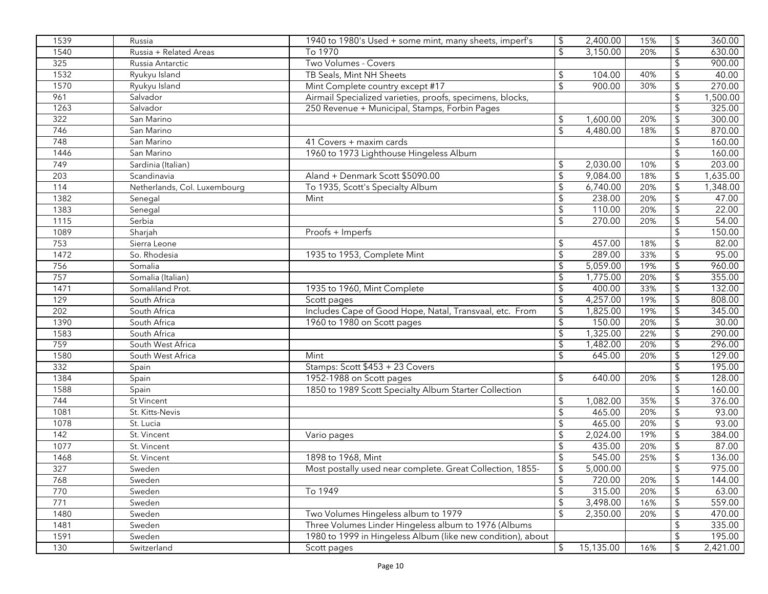| | | | | | |
|---|---|---|---|---|---|
| 1539 | Russia | 1940 to 1980's Used + some mint, many sheets, imperf's | $ 2,400.00 | 15% | $ 360.00 |
| 1540 | Russia + Related Areas | To 1970 | $ 3,150.00 | 20% | $ 630.00 |
| 325 | Russia Antarctic | Two Volumes - Covers | | | $ 900.00 |
| 1532 | Ryukyu Island | TB Seals, Mint NH Sheets | $ 104.00 | 40% | $ 40.00 |
| 1570 | Ryukyu Island | Mint Complete country except #17 | $ 900.00 | 30% | $ 270.00 |
| 961 | Salvador | Airmail Specialized varieties, proofs, specimens, blocks, | | | $ 1,500.00 |
| 1263 | Salvador | 250 Revenue + Municipal, Stamps, Forbin Pages | | | $ 325.00 |
| 322 | San Marino | | $ 1,600.00 | 20% | $ 300.00 |
| 746 | San Marino | | $ 4,480.00 | 18% | $ 870.00 |
| 748 | San Marino | 41 Covers + maxim cards | | | $ 160.00 |
| 1446 | San Marino | 1960 to 1973 Lighthouse Hingeless Album | | | $ 160.00 |
| 749 | Sardinia (Italian) | | $ 2,030.00 | 10% | $ 203.00 |
| 203 | Scandinavia | Aland + Denmark Scott $5090.00 | $ 9,084.00 | 18% | $ 1,635.00 |
| 114 | Netherlands, Col. Luxembourg | To 1935, Scott's Specialty Album | $ 6,740.00 | 20% | $ 1,348.00 |
| 1382 | Senegal | Mint | $ 238.00 | 20% | $ 47.00 |
| 1383 | Senegal | | $ 110.00 | 20% | $ 22.00 |
| 1115 | Serbia | | $ 270.00 | 20% | $ 54.00 |
| 1089 | Sharjah | Proofs + Imperfs | | | $ 150.00 |
| 753 | Sierra Leone | | $ 457.00 | 18% | $ 82.00 |
| 1472 | So. Rhodesia | 1935 to 1953, Complete Mint | $ 289.00 | 33% | $ 95.00 |
| 756 | Somalia | | $ 5,059.00 | 19% | $ 960.00 |
| 757 | Somalia (Italian) | | $ 1,775.00 | 20% | $ 355.00 |
| 1471 | Somaliland Prot. | 1935 to 1960, Mint Complete | $ 400.00 | 33% | $ 132.00 |
| 129 | South Africa | Scott pages | $ 4,257.00 | 19% | $ 808.00 |
| 202 | South Africa | Includes Cape of Good Hope, Natal, Transvaal, etc. From | $ 1,825.00 | 19% | $ 345.00 |
| 1390 | South Africa | 1960 to 1980 on Scott pages | $ 150.00 | 20% | $ 30.00 |
| 1583 | South Africa | | $ 1,325.00 | 22% | $ 290.00 |
| 759 | South West Africa | | $ 1,482.00 | 20% | $ 296.00 |
| 1580 | South West Africa | Mint | $ 645.00 | 20% | $ 129.00 |
| 332 | Spain | Stamps: Scott $453 + 23 Covers | | | $ 195.00 |
| 1384 | Spain | 1952-1988 on Scott pages | $ 640.00 | 20% | $ 128.00 |
| 1588 | Spain | 1850 to 1989 Scott Specialty Album Starter Collection | | | $ 160.00 |
| 744 | St Vincent | | $ 1,082.00 | 35% | $ 376.00 |
| 1081 | St. Kitts-Nevis | | $ 465.00 | 20% | $ 93.00 |
| 1078 | St. Lucia | | $ 465.00 | 20% | $ 93.00 |
| 142 | St. Vincent | Vario pages | $ 2,024.00 | 19% | $ 384.00 |
| 1077 | St. Vincent | | $ 435.00 | 20% | $ 87.00 |
| 1468 | St. Vincent | 1898 to 1968, Mint | $ 545.00 | 25% | $ 136.00 |
| 327 | Sweden | Most postally used near complete. Great Collection, 1855- | $ 5,000.00 | | $ 975.00 |
| 768 | Sweden | | $ 720.00 | 20% | $ 144.00 |
| 770 | Sweden | To 1949 | $ 315.00 | 20% | $ 63.00 |
| 771 | Sweden | | $ 3,498.00 | 16% | $ 559.00 |
| 1480 | Sweden | Two Volumes Hingeless album to 1979 | $ 2,350.00 | 20% | $ 470.00 |
| 1481 | Sweden | Three Volumes Linder Hingeless album to 1976 (Albums | | | $ 335.00 |
| 1591 | Sweden | 1980 to 1999 in Hingeless Album (like new condition), about | | | $ 195.00 |
| 130 | Switzerland | Scott pages | $ 15,135.00 | 16% | $ 2,421.00 |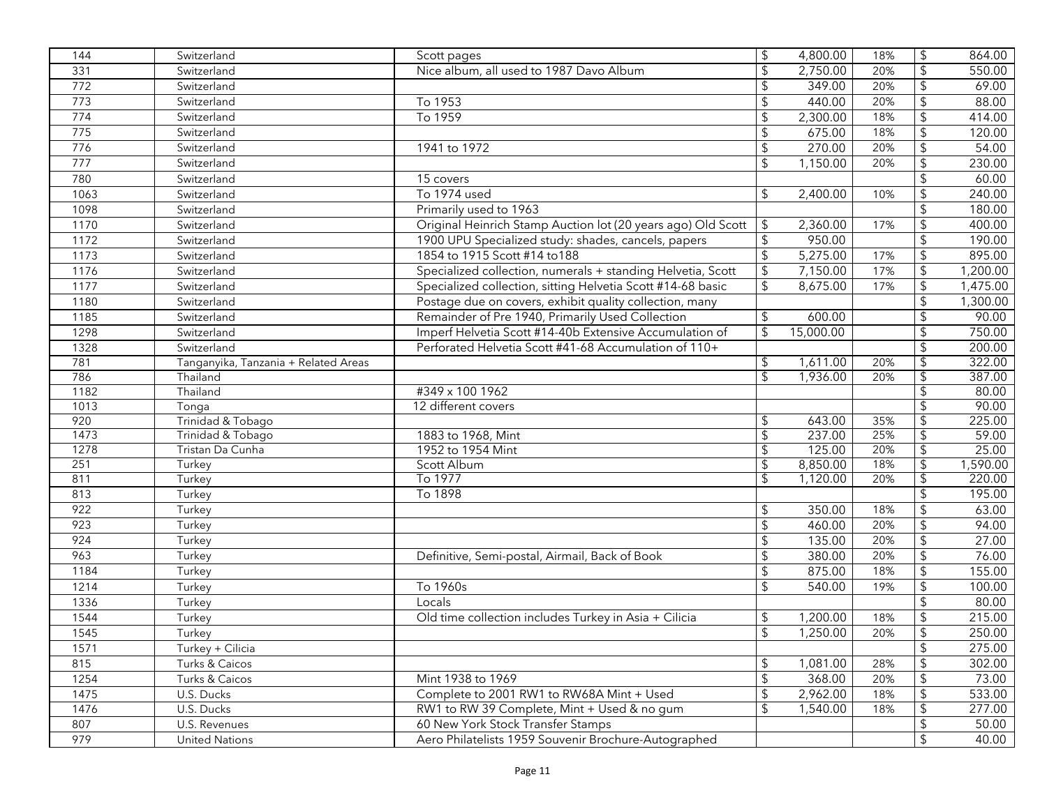| | | | | | |
|---|---|---|---|---|---|
| 144 | Switzerland | Scott pages | $ 4,800.00 | 18% | $ 864.00 |
| 331 | Switzerland | Nice album, all used to 1987 Davo Album | $ 2,750.00 | 20% | $ 550.00 |
| 772 | Switzerland | | $ 349.00 | 20% | $ 69.00 |
| 773 | Switzerland | To 1953 | $ 440.00 | 20% | $ 88.00 |
| 774 | Switzerland | To 1959 | $ 2,300.00 | 18% | $ 414.00 |
| 775 | Switzerland | | $ 675.00 | 18% | $ 120.00 |
| 776 | Switzerland | 1941 to 1972 | $ 270.00 | 20% | $ 54.00 |
| 777 | Switzerland | | $ 1,150.00 | 20% | $ 230.00 |
| 780 | Switzerland | 15 covers | | | $ 60.00 |
| 1063 | Switzerland | To 1974 used | $ 2,400.00 | 10% | $ 240.00 |
| 1098 | Switzerland | Primarily used to 1963 | | | $ 180.00 |
| 1170 | Switzerland | Original Heinrich Stamp Auction lot (20 years ago) Old Scott | $ 2,360.00 | 17% | $ 400.00 |
| 1172 | Switzerland | 1900 UPU Specialized study: shades, cancels, papers | $ 950.00 | | $ 190.00 |
| 1173 | Switzerland | 1854 to 1915 Scott #14 to188 | $ 5,275.00 | 17% | $ 895.00 |
| 1176 | Switzerland | Specialized collection, numerals + standing Helvetia, Scott | $ 7,150.00 | 17% | $ 1,200.00 |
| 1177 | Switzerland | Specialized collection, sitting Helvetia Scott #14-68 basic | $ 8,675.00 | 17% | $ 1,475.00 |
| 1180 | Switzerland | Postage due on covers, exhibit quality collection, many | | | $ 1,300.00 |
| 1185 | Switzerland | Remainder of Pre 1940, Primarily Used Collection | $ 600.00 | | $ 90.00 |
| 1298 | Switzerland | Imperf Helvetia Scott #14-40b Extensive Accumulation of | $ 15,000.00 | | $ 750.00 |
| 1328 | Switzerland | Perforated Helvetia Scott #41-68 Accumulation of 110+ | | | $ 200.00 |
| 781 | Tanganyika, Tanzania + Related Areas | | $ 1,611.00 | 20% | $ 322.00 |
| 786 | Thailand | | $ 1,936.00 | 20% | $ 387.00 |
| 1182 | Thailand | #349 x 100 1962 | | | $ 80.00 |
| 1013 | Tonga | 12 different covers | | | $ 90.00 |
| 920 | Trinidad & Tobago | | $ 643.00 | 35% | $ 225.00 |
| 1473 | Trinidad & Tobago | 1883 to 1968, Mint | $ 237.00 | 25% | $ 59.00 |
| 1278 | Tristan Da Cunha | 1952 to 1954 Mint | $ 125.00 | 20% | $ 25.00 |
| 251 | Turkey | Scott Album | $ 8,850.00 | 18% | $ 1,590.00 |
| 811 | Turkey | To 1977 | $ 1,120.00 | 20% | $ 220.00 |
| 813 | Turkey | To 1898 | | | $ 195.00 |
| 922 | Turkey | | $ 350.00 | 18% | $ 63.00 |
| 923 | Turkey | | $ 460.00 | 20% | $ 94.00 |
| 924 | Turkey | | $ 135.00 | 20% | $ 27.00 |
| 963 | Turkey | Definitive, Semi-postal, Airmail, Back of Book | $ 380.00 | 20% | $ 76.00 |
| 1184 | Turkey | | $ 875.00 | 18% | $ 155.00 |
| 1214 | Turkey | To 1960s | $ 540.00 | 19% | $ 100.00 |
| 1336 | Turkey | Locals | | | $ 80.00 |
| 1544 | Turkey | Old time collection includes Turkey in Asia + Cilicia | $ 1,200.00 | 18% | $ 215.00 |
| 1545 | Turkey | | $ 1,250.00 | 20% | $ 250.00 |
| 1571 | Turkey + Cilicia | | | | $ 275.00 |
| 815 | Turks & Caicos | | $ 1,081.00 | 28% | $ 302.00 |
| 1254 | Turks & Caicos | Mint 1938 to 1969 | $ 368.00 | 20% | $ 73.00 |
| 1475 | U.S. Ducks | Complete to 2001 RW1 to RW68A Mint + Used | $ 2,962.00 | 18% | $ 533.00 |
| 1476 | U.S. Ducks | RW1 to RW 39 Complete, Mint + Used & no gum | $ 1,540.00 | 18% | $ 277.00 |
| 807 | U.S. Revenues | 60 New York Stock Transfer Stamps | | | $ 50.00 |
| 979 | United Nations | Aero Philatelists 1959 Souvenir Brochure-Autographed | | | $ 40.00 |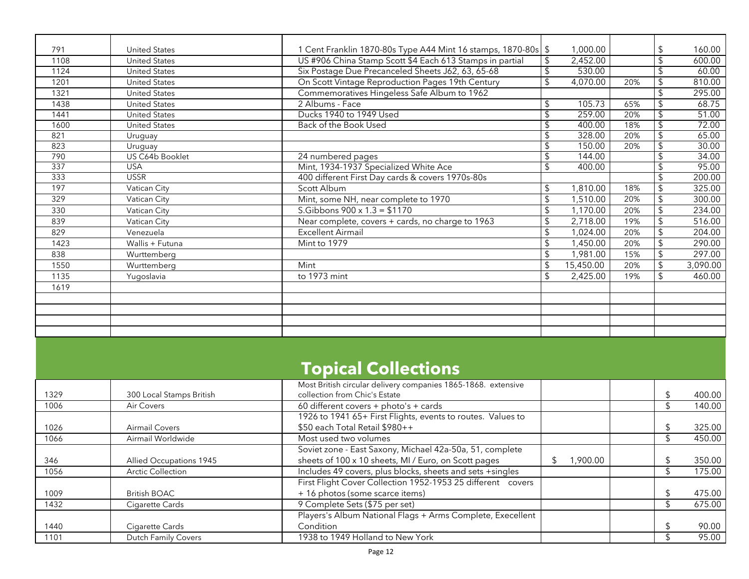| | | | | | |
|---|---|---|---|---|---|
| 791 | United States | 1 Cent Franklin 1870-80s Type A44 Mint 16 stamps, 1870-80s | $ 1,000.00 | | $ 160.00 |
| 1108 | United States | US #906 China Stamp Scott $4 Each 613 Stamps in partial | $ 2,452.00 | | $ 600.00 |
| 1124 | United States | Six Postage Due Precanceled Sheets J62, 63, 65-68 | $ 530.00 | | $ 60.00 |
| 1201 | United States | On Scott Vintage Reproduction Pages 19th Century | $ 4,070.00 | 20% | $ 810.00 |
| 1321 | United States | Commemoratives Hingeless Safe Album to 1962 | | | $ 295.00 |
| 1438 | United States | 2 Albums - Face | $ 105.73 | 65% | $ 68.75 |
| 1441 | United States | Ducks 1940 to 1949 Used | $ 259.00 | 20% | $ 51.00 |
| 1600 | United States | Back of the Book Used | $ 400.00 | 18% | $ 72.00 |
| 821 | Uruguay | | $ 328.00 | 20% | $ 65.00 |
| 823 | Uruguay | | $ 150.00 | 20% | $ 30.00 |
| 790 | US C64b Booklet | 24 numbered pages | $ 144.00 | | $ 34.00 |
| 337 | USA | Mint, 1934-1937 Specialized White Ace | $ 400.00 | | $ 95.00 |
| 333 | USSR | 400 different First Day cards & covers 1970s-80s | | | $ 200.00 |
| 197 | Vatican City | Scott Album | $ 1,810.00 | 18% | $ 325.00 |
| 329 | Vatican City | Mint, some NH, near complete to 1970 | $ 1,510.00 | 20% | $ 300.00 |
| 330 | Vatican City | S.Gibbons 900 x 1.3 = $1170 | $ 1,170.00 | 20% | $ 234.00 |
| 839 | Vatican City | Near complete, covers + cards, no charge to 1963 | $ 2,718.00 | 19% | $ 516.00 |
| 829 | Venezuela | Excellent Airmail | $ 1,024.00 | 20% | $ 204.00 |
| 1423 | Wallis + Futuna | Mint to 1979 | $ 1,450.00 | 20% | $ 290.00 |
| 838 | Wurttemberg | | $ 1,981.00 | 15% | $ 297.00 |
| 1550 | Wurttemberg | Mint | $ 15,450.00 | 20% | $ 3,090.00 |
| 1135 | Yugoslavia | to 1973 mint | $ 2,425.00 | 19% | $ 460.00 |
| 1619 | | | | | |
| | | | | | |
| | | | | | |
| | | | | | |
| | | | | | |

## Topical Collections

| | | | | | |
|---|---|---|---|---|---|
| 1329 | 300 Local Stamps British | Most British circular delivery companies 1865-1868. extensive collection from Chic's Estate | | | $ 400.00 |
| 1006 | Air Covers | 60 different covers + photo's + cards | | | $ 140.00 |
| 1026 | Airmail Covers | 1926 to 1941 65+ First Flights, events to routes. Values to $50 each Total Retail $980++ | | | $ 325.00 |
| 1066 | Airmail Worldwide | Most used two volumes | | | $ 450.00 |
| 346 | Allied Occupations 1945 | Soviet zone - East Saxony, Michael 42a-50a, 51, complete sheets of 100 x 10 sheets, MI / Euro, on Scott pages | $ 1,900.00 | | $ 350.00 |
| 1056 | Arctic Collection | Includes 49 covers, plus blocks, sheets and sets +singles | | | $ 175.00 |
| 1009 | British BOAC | First Flight Cover Collection 1952-1953 25 different covers + 16 photos (some scarce items) | | | $ 475.00 |
| 1432 | Cigarette Cards | 9 Complete Sets ($75 per set) | | | $ 675.00 |
| 1440 | Cigarette Cards | Players's Album National Flags + Arms Complete, Execellent Condition | | | $ 90.00 |
| 1101 | Dutch Family Covers | 1938 to 1949 Holland to New York | | | $ 95.00 |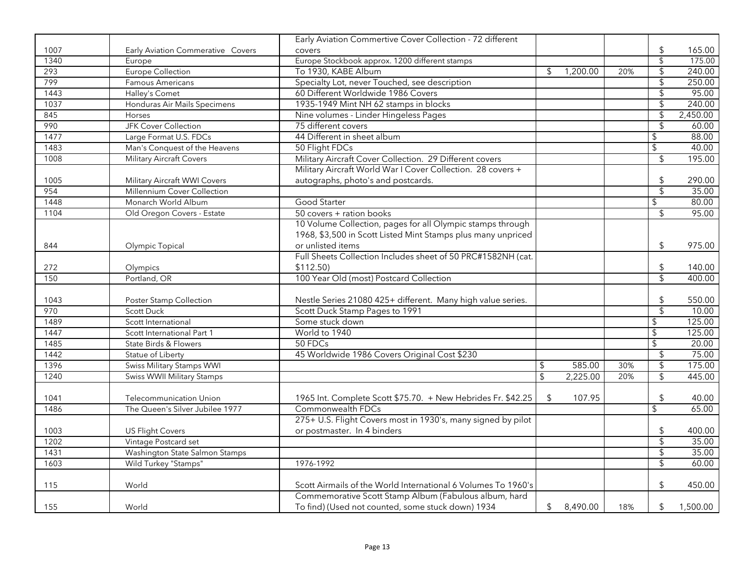| | | | | | |
|---|---|---|---|---|---|
| 1007 | Early Aviation Commerative Covers | Early Aviation Commertive Cover Collection - 72 different covers | | | $ 165.00 |
| 1340 | Europe | Europe Stockbook approx. 1200 different stamps | | | $ 175.00 |
| 293 | Europe Collection | To 1930, KABE Album | $ 1,200.00 | 20% | $ 240.00 |
| 799 | Famous Americans | Specialty Lot, never Touched, see description | | | $ 250.00 |
| 1443 | Halley's Comet | 60 Different Worldwide 1986 Covers | | | $ 95.00 |
| 1037 | Honduras Air Mails Specimens | 1935-1949 Mint NH 62 stamps in blocks | | | $ 240.00 |
| 845 | Horses | Nine volumes - Linder Hingeless Pages | | | $ 2,450.00 |
| 990 | JFK Cover Collection | 75 different covers | | | $ 60.00 |
| 1477 | Large Format U.S. FDCs | 44 Different in sheet album | | | $ 88.00 |
| 1483 | Man's Conquest of the Heavens | 50 Flight FDCs | | | $ 40.00 |
| 1008 | Military Aircraft Covers | Military Aircraft Cover Collection. 29 Different covers | | | $ 195.00 |
| 1005 | Military Aircraft WWI Covers | Military Aircraft World War I Cover Collection. 28 covers + autographs, photo's and postcards. | | | $ 290.00 |
| 954 | Millennium Cover Collection | | | | $ 35.00 |
| 1448 | Monarch World Album | Good Starter | | | $ 80.00 |
| 1104 | Old Oregon Covers - Estate | 50 covers + ration books | | | $ 95.00 |
| 844 | Olympic Topical | 10 Volume Collection, pages for all Olympic stamps through 1968, $3,500 in Scott Listed Mint Stamps plus many unpriced or unlisted items | | | $ 975.00 |
| 272 | Olympics | Full Sheets Collection Includes sheet of 50 PRC#1582NH (cat. $112.50) | | | $ 140.00 |
| 150 | Portland, OR | 100 Year Old (most) Postcard Collection | | | $ 400.00 |
| 1043 | Poster Stamp Collection | Nestle Series 21080 425+ different. Many high value series. | | | $ 550.00 |
| 970 | Scott Duck | Scott Duck Stamp Pages to 1991 | | | $ 10.00 |
| 1489 | Scott International | Some stuck down | | | $ 125.00 |
| 1447 | Scott International Part 1 | World to 1940 | | | $ 125.00 |
| 1485 | State Birds & Flowers | 50 FDCs | | | $ 20.00 |
| 1442 | Statue of Liberty | 45 Worldwide 1986 Covers Original Cost $230 | | | $ 75.00 |
| 1396 | Swiss Military Stamps WWI | | $ 585.00 | 30% | $ 175.00 |
| 1240 | Swiss WWII Military Stamps | | $ 2,225.00 | 20% | $ 445.00 |
| 1041 | Telecommunication Union | 1965 Int. Complete Scott $75.70. + New Hebrides Fr. $42.25 | $ 107.95 | | $ 40.00 |
| 1486 | The Queen's Silver Jubilee 1977 | Commonwealth FDCs | | | $ 65.00 |
| 1003 | US Flight Covers | 275+ U.S. Flight Covers most in 1930's, many signed by pilot or postmaster. In 4 binders | | | $ 400.00 |
| 1202 | Vintage Postcard set | | | | $ 35.00 |
| 1431 | Washington State Salmon Stamps | | | | $ 35.00 |
| 1603 | Wild Turkey "Stamps" | 1976-1992 | | | $ 60.00 |
| 115 | World | Scott Airmails of the World International 6 Volumes To 1960's | | | $ 450.00 |
| 155 | World | Commemorative Scott Stamp Album (Fabulous album, hard To find) (Used not counted, some stuck down) 1934 | $ 8,490.00 | 18% | $ 1,500.00 |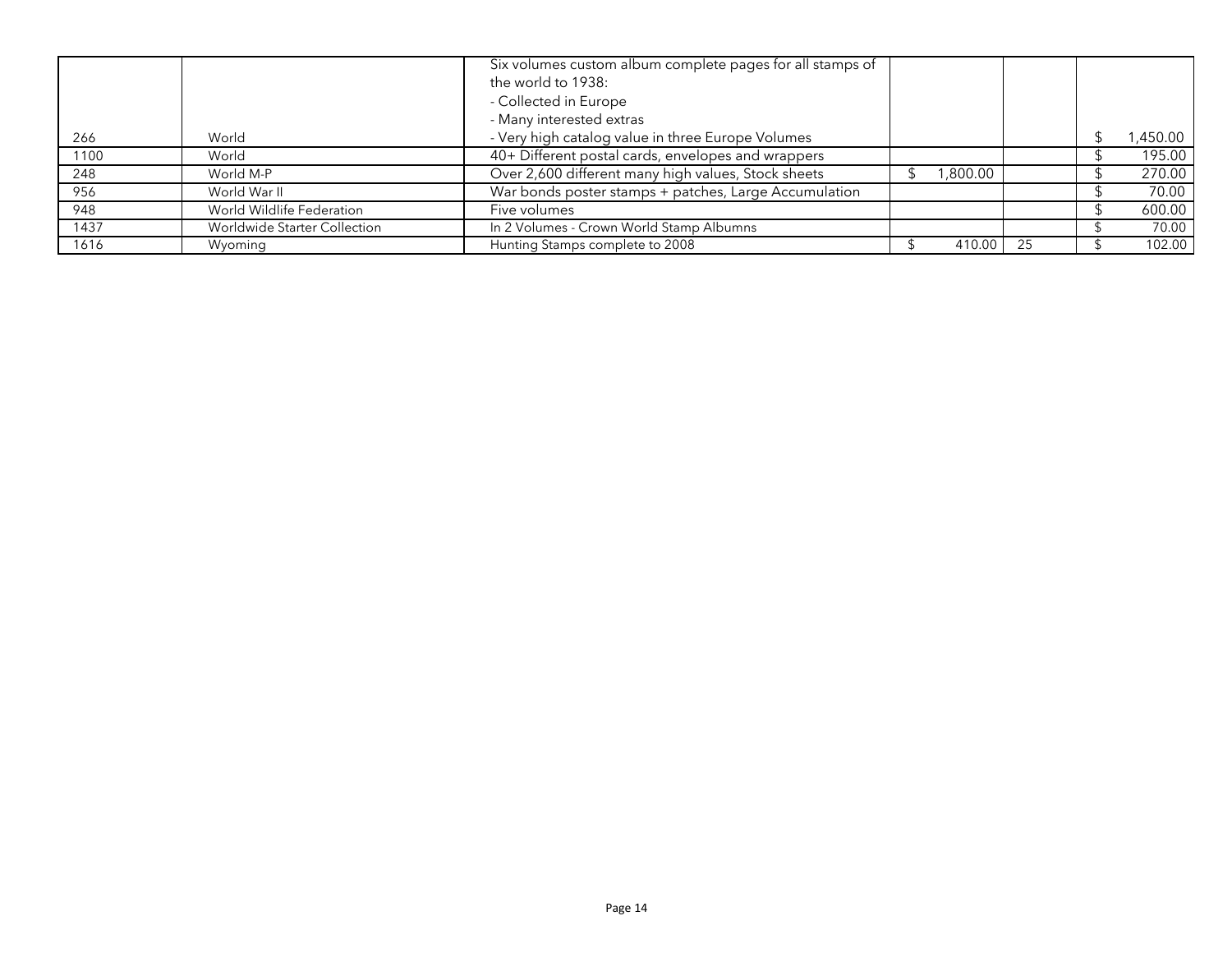| | | | | | |
|---|---|---|---|---|---|
| 266 | World | Six volumes custom album complete pages for all stamps of the world to 1938:<br>- Collected in Europe<br>- Many interested extras<br>- Very high catalog value in three Europe Volumes | | | $ 1,450.00 |
| 1100 | World | 40+ Different postal cards, envelopes and wrappers | | | $ 195.00 |
| 248 | World M-P | Over 2,600 different many high values, Stock sheets | $ 1,800.00 | | $ 270.00 |
| 956 | World War II | War bonds poster stamps + patches, Large Accumulation | | | $ 70.00 |
| 948 | World Wildlife Federation | Five volumes | | | $ 600.00 |
| 1437 | Worldwide Starter Collection | In 2 Volumes - Crown World Stamp Albumns | | | $ 70.00 |
| 1616 | Wyoming | Hunting Stamps complete to 2008 | $ 410.00 | 25 | $ 102.00 |